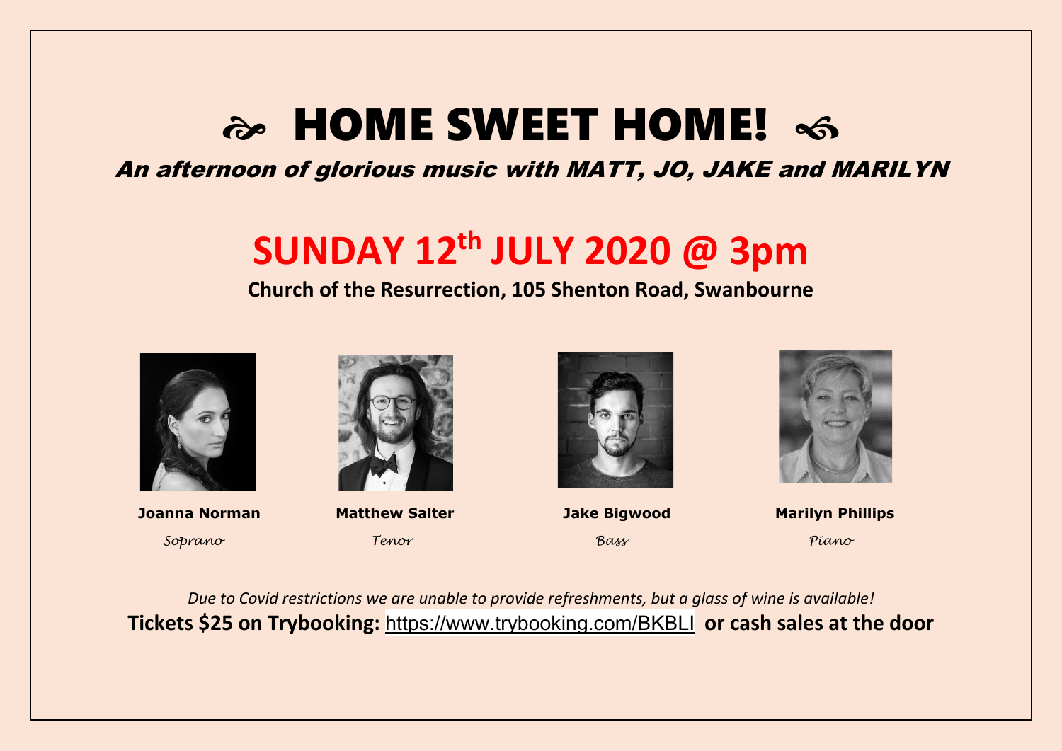# HOME SWEET HOME!

*An afternoon of glorious music with MATT, JO, JAKE and MARILYN*

## SUNDAY 12th JULY 2020 @ 3pm

**Church of the Resurrection, 105 Shenton Road, Swanbourne**

| **Joanna Norman** | **Matthew Salter** | **Jake Bigwood** | **Marilyn Phillips** |
|---|---|---|---|
| *Soprano* | *Tenor* | *Bass* | *Piano* |

*Due to Covid restrictions we are unable to provide refreshments, but a glass of wine is available!*

**Tickets $25 on Trybooking:** https://www.trybooking.com/BKBLI **or cash sales at the door**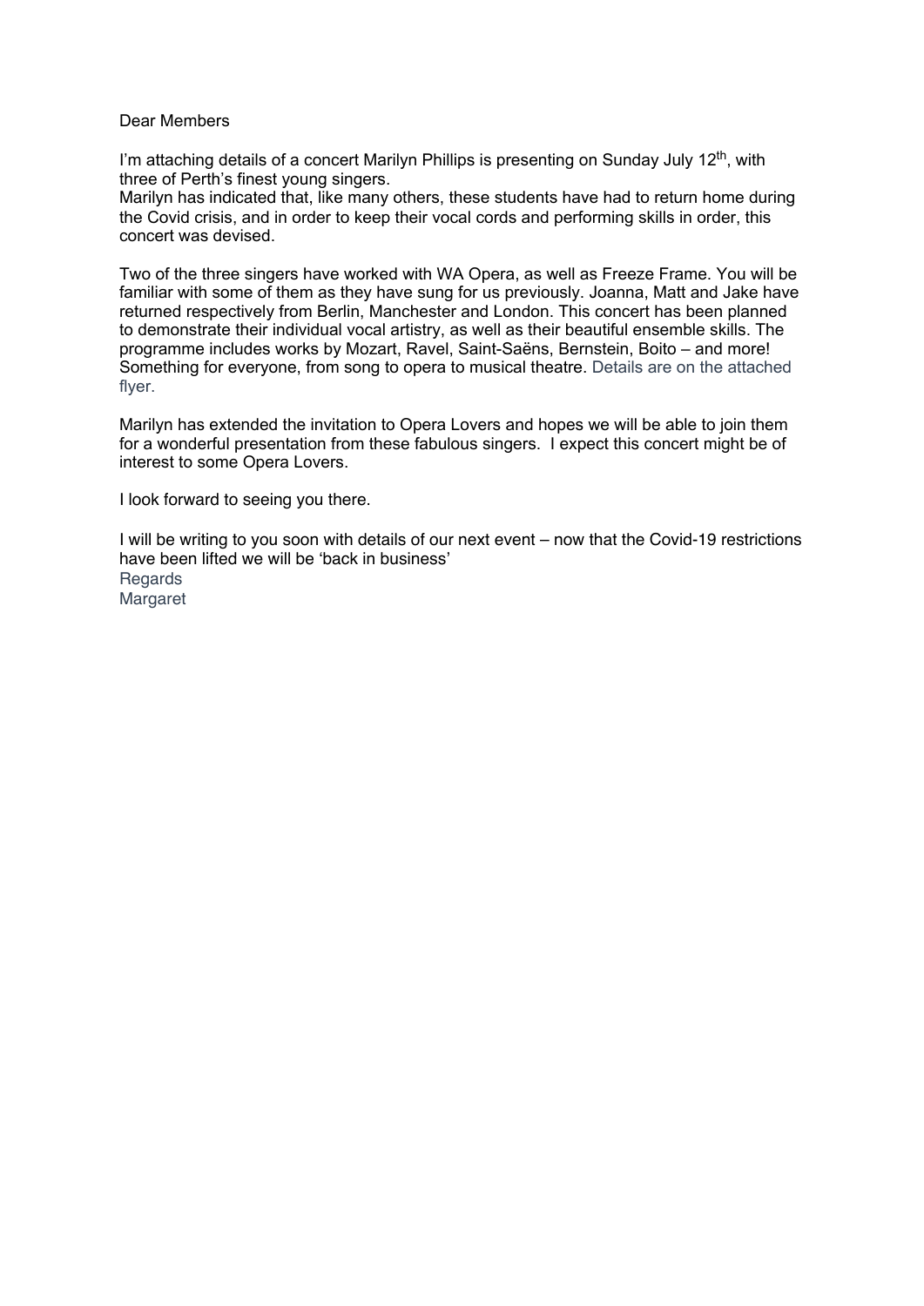Dear Members

I'm attaching details of a concert Marilyn Phillips is presenting on Sunday July 12th, with three of Perth's finest young singers.
Marilyn has indicated that, like many others, these students have had to return home during the Covid crisis, and in order to keep their vocal cords and performing skills in order, this concert was devised.

Two of the three singers have worked with WA Opera, as well as Freeze Frame. You will be familiar with some of them as they have sung for us previously. Joanna, Matt and Jake have returned respectively from Berlin, Manchester and London. This concert has been planned to demonstrate their individual vocal artistry, as well as their beautiful ensemble skills. The programme includes works by Mozart, Ravel, Saint-Saëns, Bernstein, Boito – and more! Something for everyone, from song to opera to musical theatre. Details are on the attached flyer.

Marilyn has extended the invitation to Opera Lovers and hopes we will be able to join them for a wonderful presentation from these fabulous singers. I expect this concert might be of interest to some Opera Lovers.

I look forward to seeing you there.

I will be writing to you soon with details of our next event – now that the Covid-19 restrictions have been lifted we will be 'back in business'
Regards
Margaret